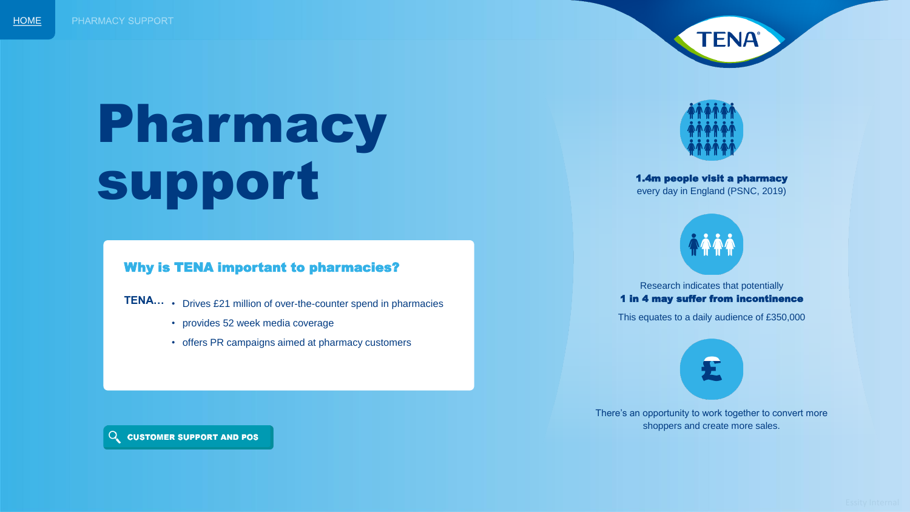HOME PHARMACY SUPPORT

# Pharmacy support

### Why is TENA important to pharmacies?

**TENA…**

- Drives £21 million of over-the-counter spend in pharmacies
- provides 52 week media coverage
- offers PR campaigns aimed at pharmacy customers

**CUSTOMER SUPPORT AND POS**

**1.4m people visit a pharmacy** every day in England (PSNC, 2019)

Research indicates that potentially **1 in 4 may suffer from incontinence**

This equates to a daily audience of £350,000

There's an opportunity to work together to convert more shoppers and create more sales.

Essity Internal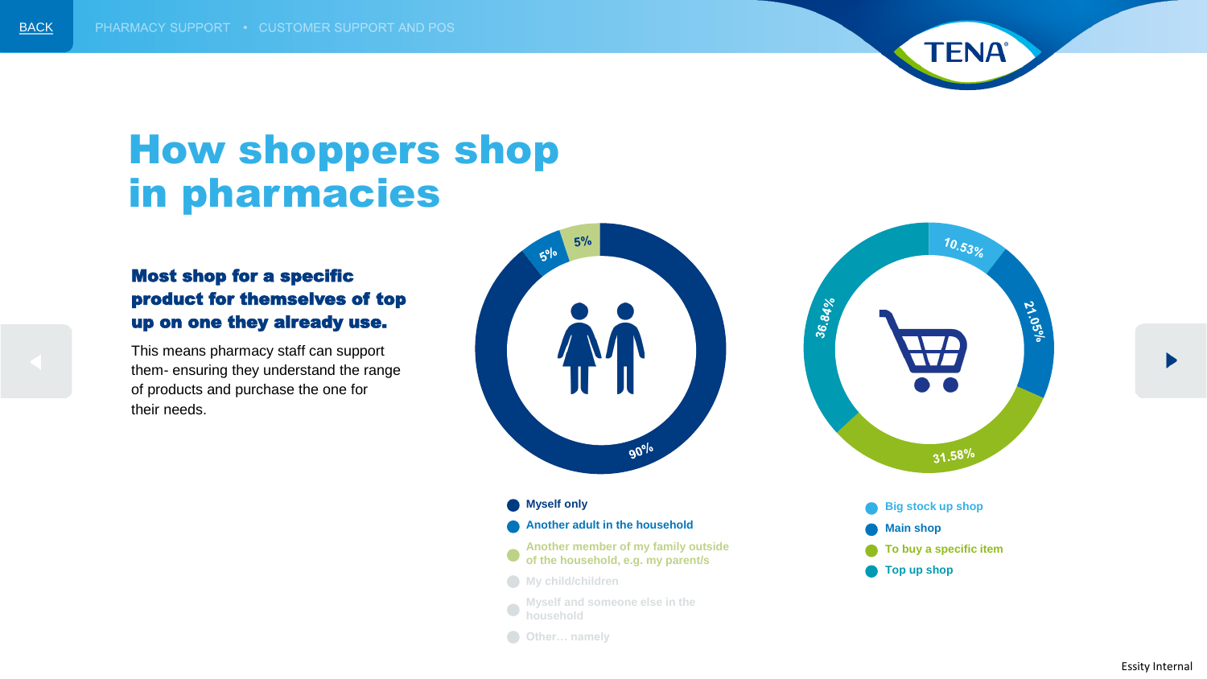# How shoppers shop in pharmacies

### Most shop for a specific product for themselves of top up on one they already use.

This means pharmacy staff can support them- ensuring they understand the range of products and purchase the one for their needs.

| Who they shop for | % |
| --- | --- |
| Myself only | 90% |
| Another adult in the household | 5% |
| Another member of my family outside of the household, e.g. my parent/s | 5% |
| My child/children | |
| Myself and someone else in the household | |
| Other… namely | |

| Type of shop | % |
| --- | --- |
| Big stock up shop | 10.53% |
| Main shop | 21.05% |
| To buy a specific item | 31.58% |
| Top up shop | 36.84% |

Essity Internal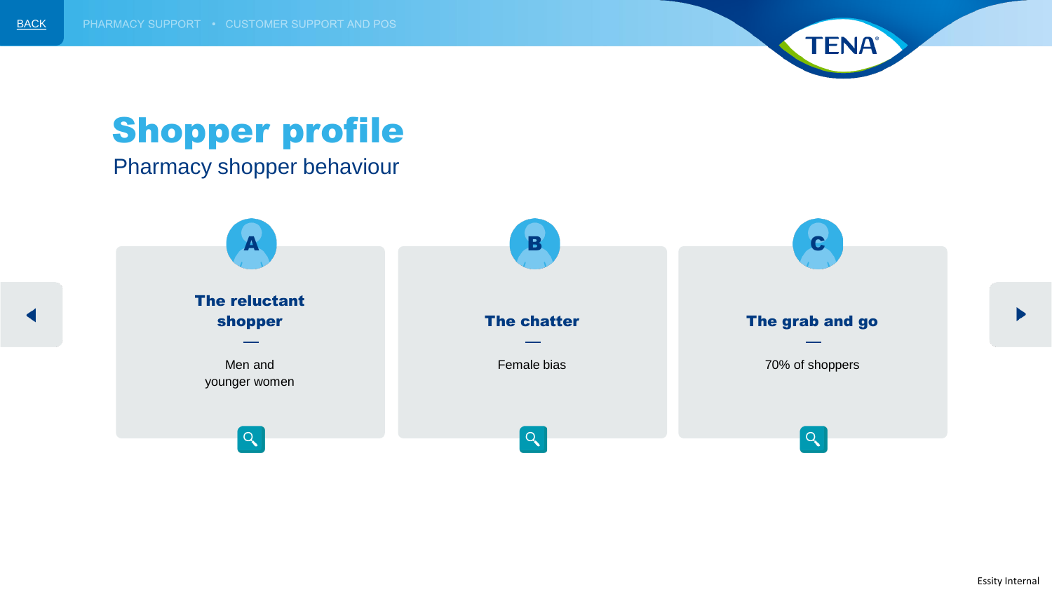# Shopper profile

## Pharmacy shopper behaviour

### A — The reluctant shopper

Men and younger women

### B — The chatter

Female bias

### C — The grab and go

70% of shoppers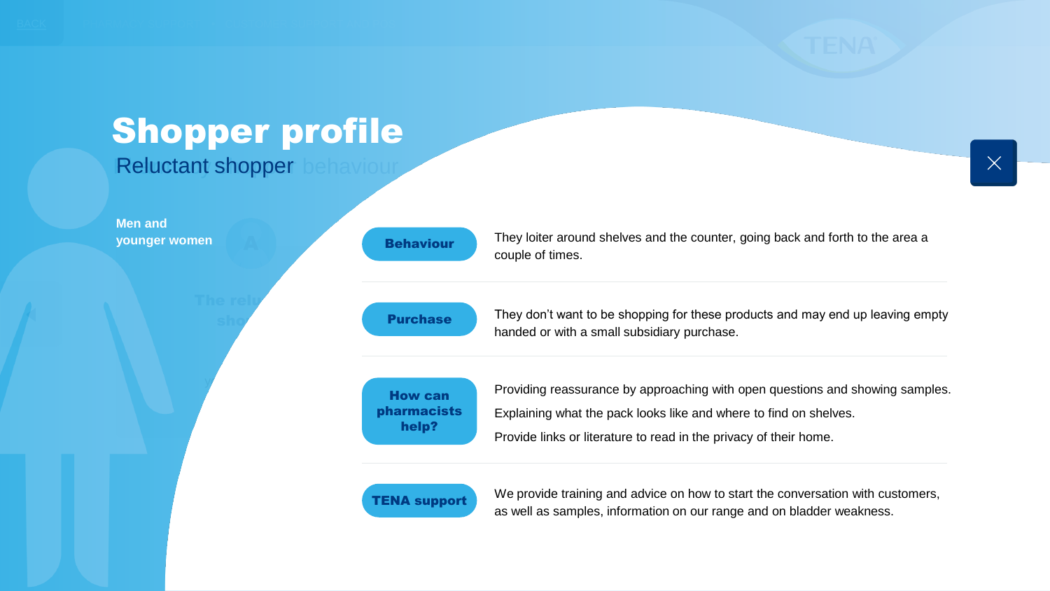# Shopper profile

## Reluctant shopper

**Men and younger women**

| | |
|---|---|
| **Behaviour** | They loiter around shelves and the counter, going back and forth to the area a couple of times. |
| **Purchase** | They don't want to be shopping for these products and may end up leaving empty handed or with a small subsidiary purchase. |
| **How can pharmacists help?** | Providing reassurance by approaching with open questions and showing samples. Explaining what the pack looks like and where to find on shelves. Provide links or literature to read in the privacy of their home. |
| **TENA support** | We provide training and advice on how to start the conversation with customers, as well as samples, information on our range and on bladder weakness. |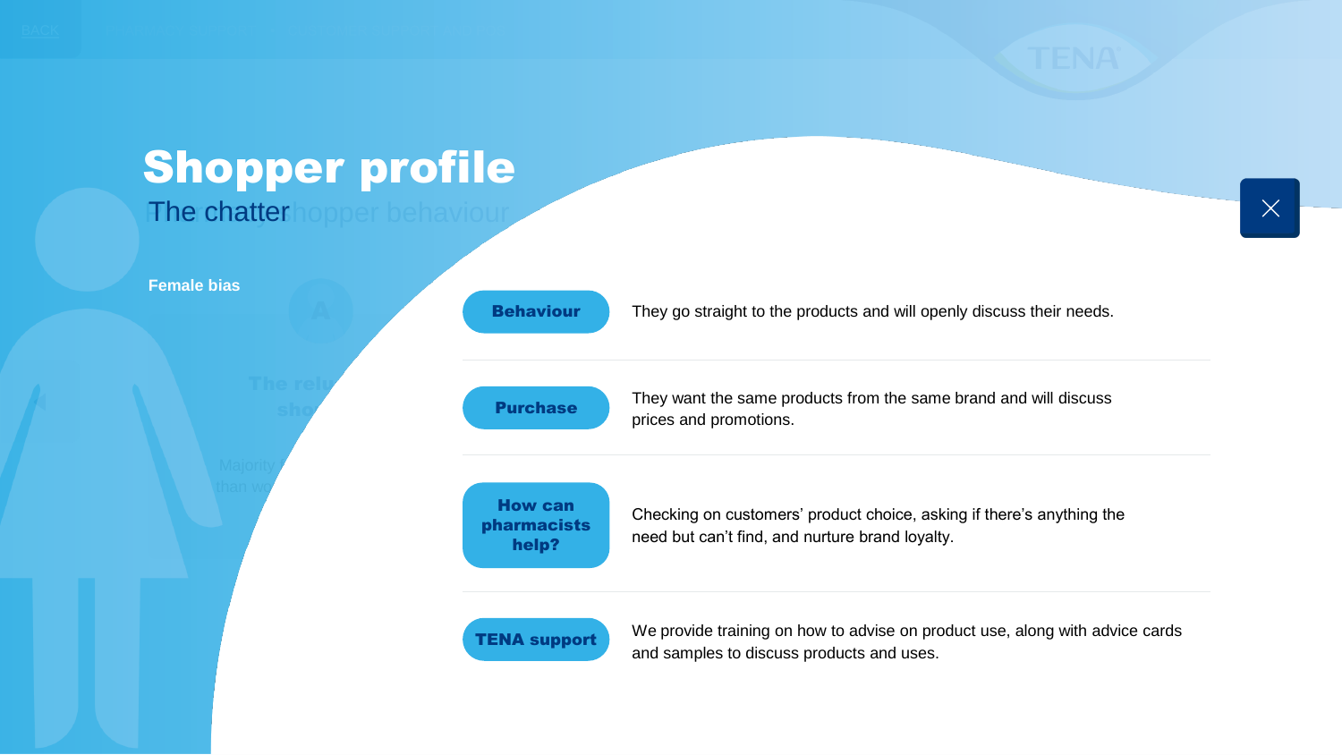# Shopper profile

## The chatter

**Female bias**

| | |
|---|---|
| **Behaviour** | They go straight to the products and will openly discuss their needs. |
| **Purchase** | They want the same products from the same brand and will discuss prices and promotions. |
| **How can pharmacists help?** | Checking on customers’ product choice, asking if there’s anything the need but can’t find, and nurture brand loyalty. |
| **TENA support** | We provide training on how to advise on product use, along with advice cards and samples to discuss products and uses. |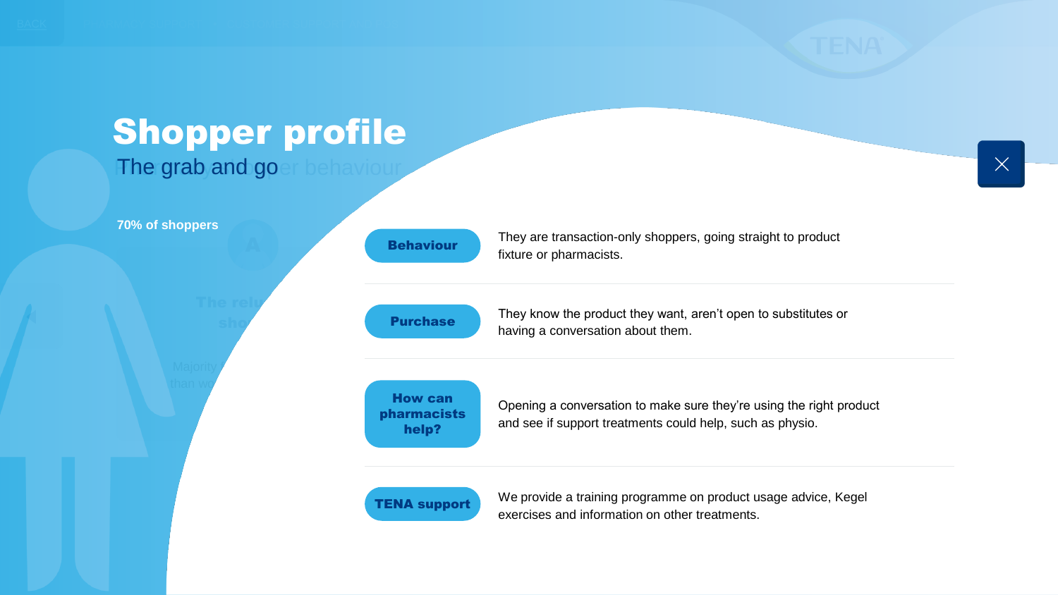# Shopper profile

## The grab and go

**70% of shoppers**

**Behaviour**

They are transaction-only shoppers, going straight to product fixture or pharmacists.

**Purchase**

They know the product they want, aren't open to substitutes or having a conversation about them.

**How can pharmacists help?**

Opening a conversation to make sure they're using the right product and see if support treatments could help, such as physio.

**TENA support**

We provide a training programme on product usage advice, Kegel exercises and information on other treatments.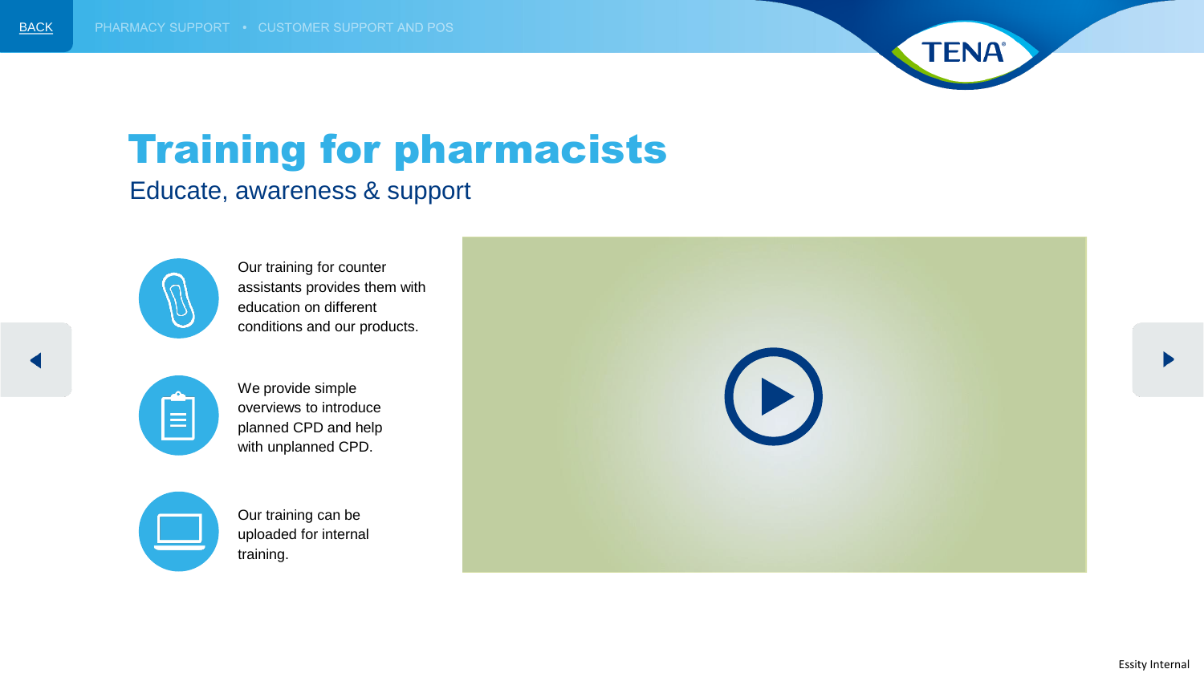# Training for pharmacists

## Educate, awareness & support

Our training for counter assistants provides them with education on different conditions and our products.

We provide simple overviews to introduce planned CPD and help with unplanned CPD.

Our training can be uploaded for internal training.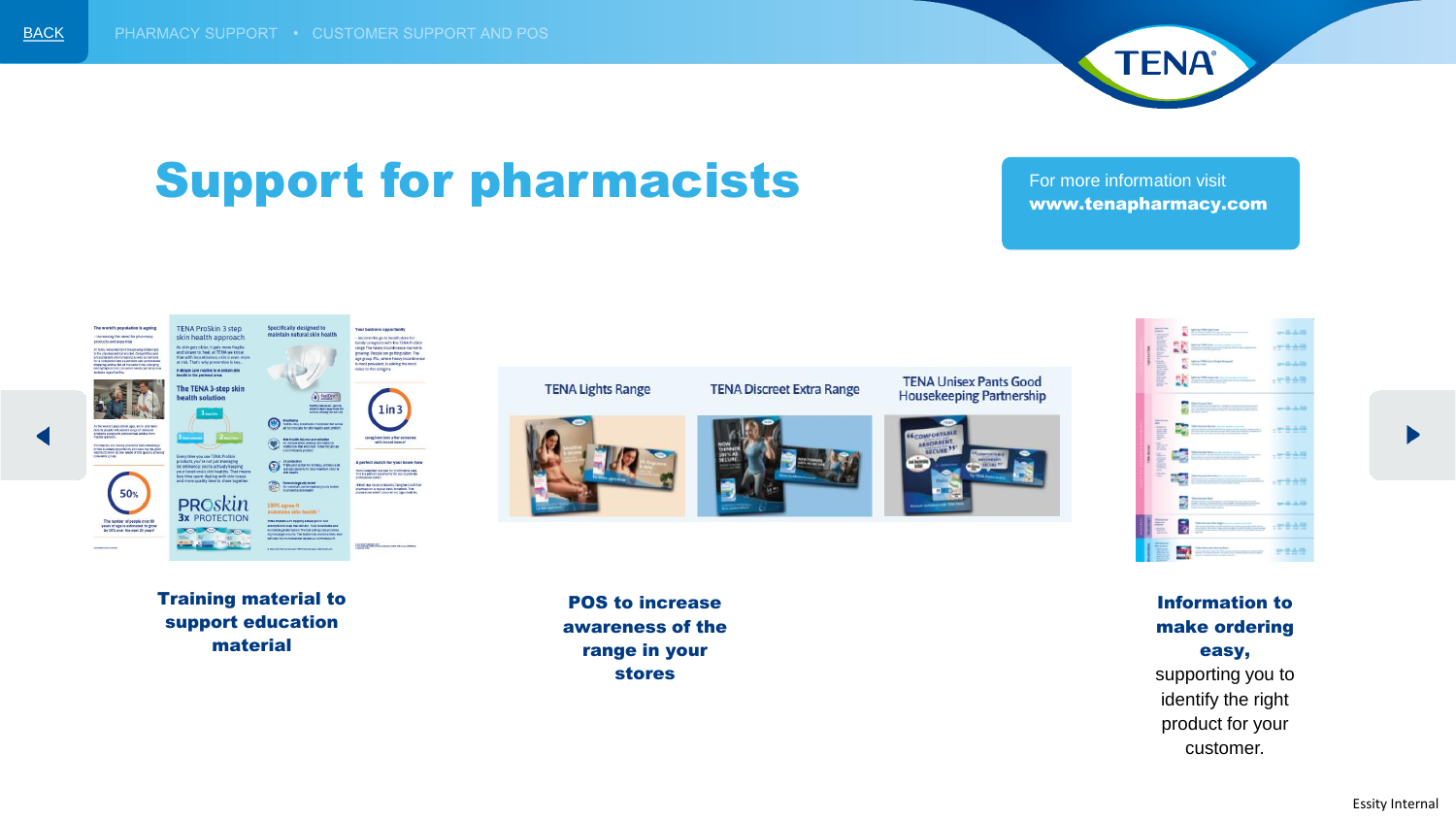# Support for pharmacists

For more information visit **www.tenapharmacy.com**

TENA Lights Range

TENA Discreet Extra Range

TENA Unisex Pants Good Housekeeping Partnership

**Training material to support education material**

**POS to increase awareness of the range in your stores**

**Information to make ordering easy,** supporting you to identify the right product for your customer.

Essity Internal